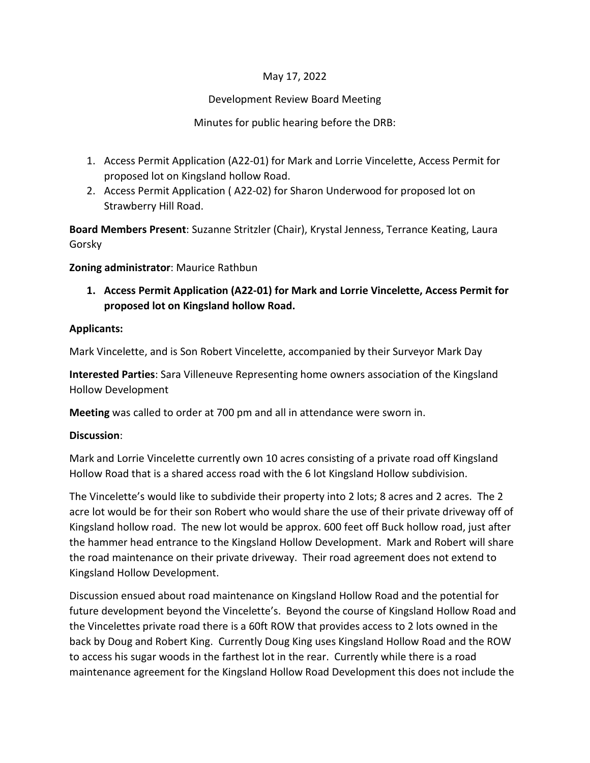May 17, 2022

Development Review Board Meeting

Minutes for public hearing before the DRB:

1. Access Permit Application (A22-01) for Mark and Lorrie Vincelette, Access Permit for proposed lot on Kingsland hollow Road.
2. Access Permit Application ( A22-02) for Sharon Underwood for proposed lot on Strawberry Hill Road.

**Board Members Present**: Suzanne Stritzler (Chair), Krystal Jenness, Terrance Keating, Laura Gorsky

**Zoning administrator**: Maurice Rathbun

1. **Access Permit Application (A22-01) for Mark and Lorrie Vincelette, Access Permit for proposed lot on Kingsland hollow Road.**

**Applicants:**

Mark Vincelette, and is Son Robert Vincelette, accompanied by their Surveyor Mark Day

**Interested Parties**: Sara Villeneuve Representing home owners association of the Kingsland Hollow Development

**Meeting** was called to order at 700 pm and all in attendance were sworn in.

**Discussion**:

Mark and Lorrie Vincelette currently own 10 acres consisting of a private road off Kingsland Hollow Road that is a shared access road with the 6 lot Kingsland Hollow subdivision.

The Vincelette's would like to subdivide their property into 2 lots; 8 acres and 2 acres. The 2 acre lot would be for their son Robert who would share the use of their private driveway off of Kingsland hollow road. The new lot would be approx. 600 feet off Buck hollow road, just after the hammer head entrance to the Kingsland Hollow Development. Mark and Robert will share the road maintenance on their private driveway. Their road agreement does not extend to Kingsland Hollow Development.

Discussion ensued about road maintenance on Kingsland Hollow Road and the potential for future development beyond the Vincelette's. Beyond the course of Kingsland Hollow Road and the Vincelettes private road there is a 60ft ROW that provides access to 2 lots owned in the back by Doug and Robert King. Currently Doug King uses Kingsland Hollow Road and the ROW to access his sugar woods in the farthest lot in the rear. Currently while there is a road maintenance agreement for the Kingsland Hollow Road Development this does not include the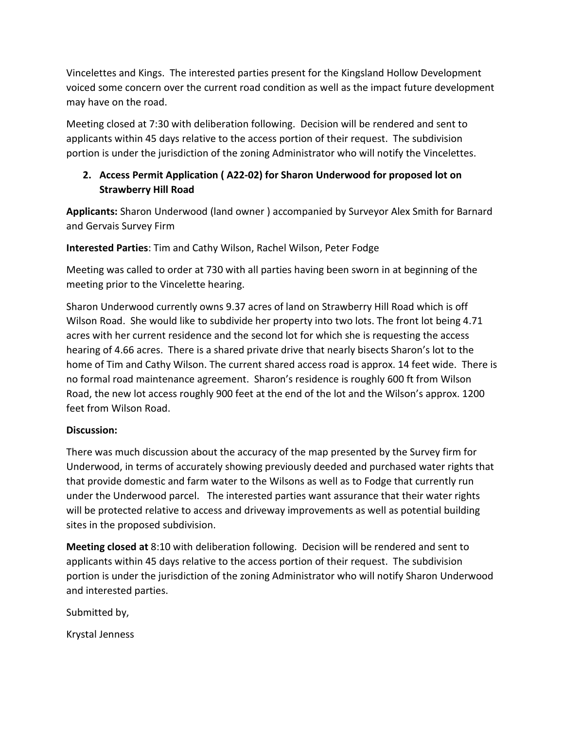Vincelettes and Kings. The interested parties present for the Kingsland Hollow Development voiced some concern over the current road condition as well as the impact future development may have on the road.

Meeting closed at 7:30 with deliberation following. Decision will be rendered and sent to applicants within 45 days relative to the access portion of their request. The subdivision portion is under the jurisdiction of the zoning Administrator who will notify the Vincelettes.

2. **Access Permit Application ( A22-02) for Sharon Underwood for proposed lot on Strawberry Hill Road**

**Applicants:** Sharon Underwood (land owner ) accompanied by Surveyor Alex Smith for Barnard and Gervais Survey Firm

**Interested Parties**: Tim and Cathy Wilson, Rachel Wilson, Peter Fodge

Meeting was called to order at 730 with all parties having been sworn in at beginning of the meeting prior to the Vincelette hearing.

Sharon Underwood currently owns 9.37 acres of land on Strawberry Hill Road which is off Wilson Road. She would like to subdivide her property into two lots. The front lot being 4.71 acres with her current residence and the second lot for which she is requesting the access hearing of 4.66 acres. There is a shared private drive that nearly bisects Sharon's lot to the home of Tim and Cathy Wilson. The current shared access road is approx. 14 feet wide. There is no formal road maintenance agreement. Sharon's residence is roughly 600 ft from Wilson Road, the new lot access roughly 900 feet at the end of the lot and the Wilson's approx. 1200 feet from Wilson Road.

**Discussion:**

There was much discussion about the accuracy of the map presented by the Survey firm for Underwood, in terms of accurately showing previously deeded and purchased water rights that that provide domestic and farm water to the Wilsons as well as to Fodge that currently run under the Underwood parcel. The interested parties want assurance that their water rights will be protected relative to access and driveway improvements as well as potential building sites in the proposed subdivision.

**Meeting closed at** 8:10 with deliberation following. Decision will be rendered and sent to applicants within 45 days relative to the access portion of their request. The subdivision portion is under the jurisdiction of the zoning Administrator who will notify Sharon Underwood and interested parties.

Submitted by,

Krystal Jenness